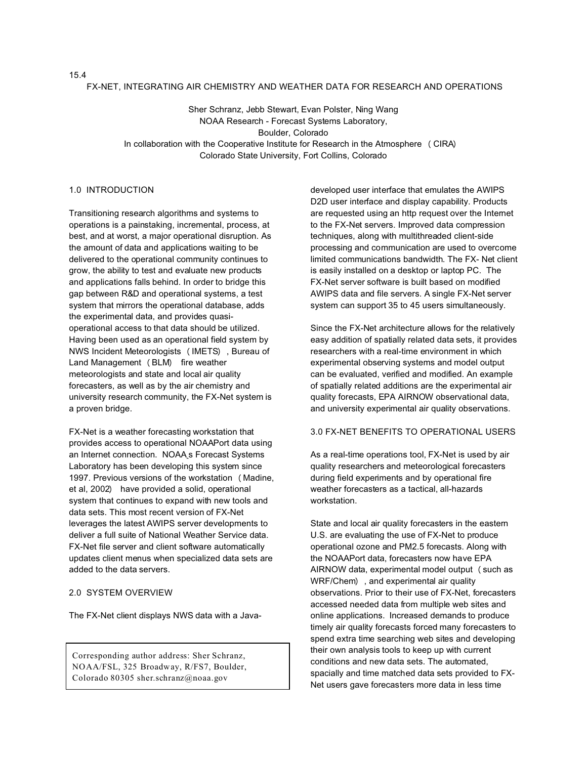15.4

# FX-NET, INTEGRATING AIR CHEMISTRY AND WEATHER DATA FOR RESEARCH AND OPERATIONS

Sher Schranz, Jebb Stewart, Evan Polster, Ning Wang
NOAA Research - Forecast Systems Laboratory,
Boulder, Colorado
In collaboration with the Cooperative Institute for Research in the Atmosphere (CIRA)
Colorado State University, Fort Collins, Colorado

## 1.0 INTRODUCTION

Transitioning research algorithms and systems to operations is a painstaking, incremental, process, at best, and at worst, a major operational disruption. As the amount of data and applications waiting to be delivered to the operational community continues to grow, the ability to test and evaluate new products and applications falls behind. In order to bridge this gap between R&D and operational systems, a test system that mirrors the operational database, adds the experimental data, and provides quasi-operational access to that data should be utilized. Having been used as an operational field system by NWS Incident Meteorologists (IMETS), Bureau of Land Management (BLM) fire weather meteorologists and state and local air quality forecasters, as well as by the air chemistry and university research community, the FX-Net system is a proven bridge.

FX-Net is a weather forecasting workstation that provides access to operational NOAAPort data using an Internet connection. NOAA's Forecast Systems Laboratory has been developing this system since 1997. Previous versions of the workstation (Madine, et al, 2002) have provided a solid, operational system that continues to expand with new tools and data sets. This most recent version of FX-Net leverages the latest AWIPS server developments to deliver a full suite of National Weather Service data. FX-Net file server and client software automatically updates client menus when specialized data sets are added to the data servers.

## 2.0 SYSTEM OVERVIEW

The FX-Net client displays NWS data with a Java-developed user interface that emulates the AWIPS D2D user interface and display capability. Products are requested using an http request over the Internet to the FX-Net servers. Improved data compression techniques, along with multithreaded client-side processing and communication are used to overcome limited communications bandwidth. The FX- Net client is easily installed on a desktop or laptop PC. The FX-Net server software is built based on modified AWIPS data and file servers. A single FX-Net server system can support 35 to 45 users simultaneously.

Since the FX-Net architecture allows for the relatively easy addition of spatially related data sets, it provides researchers with a real-time environment in which experimental observing systems and model output can be evaluated, verified and modified. An example of spatially related additions are the experimental air quality forecasts, EPA AIRNOW observational data, and university experimental air quality observations.

## 3.0 FX-NET BENEFITS TO OPERATIONAL USERS

As a real-time operations tool, FX-Net is used by air quality researchers and meteorological forecasters during field experiments and by operational fire weather forecasters as a tactical, all-hazards workstation.

State and local air quality forecasters in the eastern U.S. are evaluating the use of FX-Net to produce operational ozone and PM2.5 forecasts. Along with the NOAAPort data, forecasters now have EPA AIRNOW data, experimental model output (such as WRF/Chem), and experimental air quality observations. Prior to their use of FX-Net, forecasters accessed needed data from multiple web sites and online applications. Increased demands to produce timely air quality forecasts forced many forecasters to spend extra time searching web sites and developing their own analysis tools to keep up with current conditions and new data sets. The automated, spacially and time matched data sets provided to FX-Net users gave forecasters more data in less time

Corresponding author address: Sher Schranz, NOAA/FSL, 325 Broadway, R/FS7, Boulder, Colorado 80305 sher.schranz@noaa.gov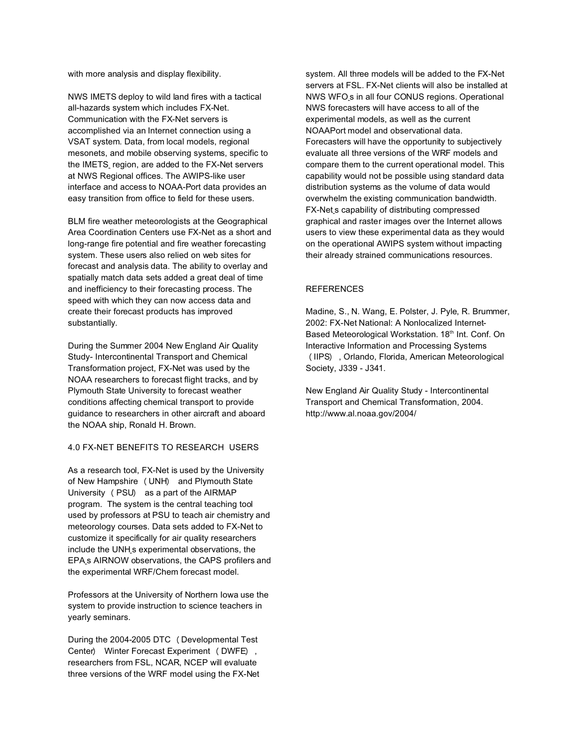with more analysis and display flexibility.

NWS IMETS deploy to wild land fires with a tactical all-hazards system which includes FX-Net. Communication with the FX-Net servers is accomplished via an Internet connection using a VSAT system. Data, from local models, regional mesonets, and mobile observing systems, specific to the IMETS region, are added to the FX-Net servers at NWS Regional offices. The AWIPS-like user interface and access to NOAA-Port data provides an easy transition from office to field for these users.

BLM fire weather meteorologists at the Geographical Area Coordination Centers use FX-Net as a short and long-range fire potential and fire weather forecasting system. These users also relied on web sites for forecast and analysis data. The ability to overlay and spatially match data sets added a great deal of time and inefficiency to their forecasting process. The speed with which they can now access data and create their forecast products has improved substantially.

During the Summer 2004 New England Air Quality Study- Intercontinental Transport and Chemical Transformation project, FX-Net was used by the NOAA researchers to forecast flight tracks, and by Plymouth State University to forecast weather conditions affecting chemical transport to provide guidance to researchers in other aircraft and aboard the NOAA ship, Ronald H. Brown.

## 4.0 FX-NET BENEFITS TO RESEARCH USERS

As a research tool, FX-Net is used by the University of New Hampshire (UNH) and Plymouth State University (PSU) as a part of the AIRMAP program. The system is the central teaching tool used by professors at PSU to teach air chemistry and meteorology courses. Data sets added to FX-Net to customize it specifically for air quality researchers include the UNH's experimental observations, the EPA's AIRNOW observations, the CAPS profilers and the experimental WRF/Chem forecast model.

Professors at the University of Northern Iowa use the system to provide instruction to science teachers in yearly seminars.

During the 2004-2005 DTC (Developmental Test Center) Winter Forecast Experiment (DWFE), researchers from FSL, NCAR, NCEP will evaluate three versions of the WRF model using the FX-Net system. All three models will be added to the FX-Net servers at FSL. FX-Net clients will also be installed at NWS WFO's in all four CONUS regions. Operational NWS forecasters will have access to all of the experimental models, as well as the current NOAAPort model and observational data. Forecasters will have the opportunity to subjectively evaluate all three versions of the WRF models and compare them to the current operational model. This capability would not be possible using standard data distribution systems as the volume of data would overwhelm the existing communication bandwidth. FX-Net's capability of distributing compressed graphical and raster images over the Internet allows users to view these experimental data as they would on the operational AWIPS system without impacting their already strained communications resources.

## REFERENCES

Madine, S., N. Wang, E. Polster, J. Pyle, R. Brummer, 2002: FX-Net National: A Nonlocalized Internet-Based Meteorological Workstation. 18th Int. Conf. On Interactive Information and Processing Systems (IIPS), Orlando, Florida, American Meteorological Society, J339 - J341.

New England Air Quality Study - Intercontinental Transport and Chemical Transformation, 2004. http://www.al.noaa.gov/2004/